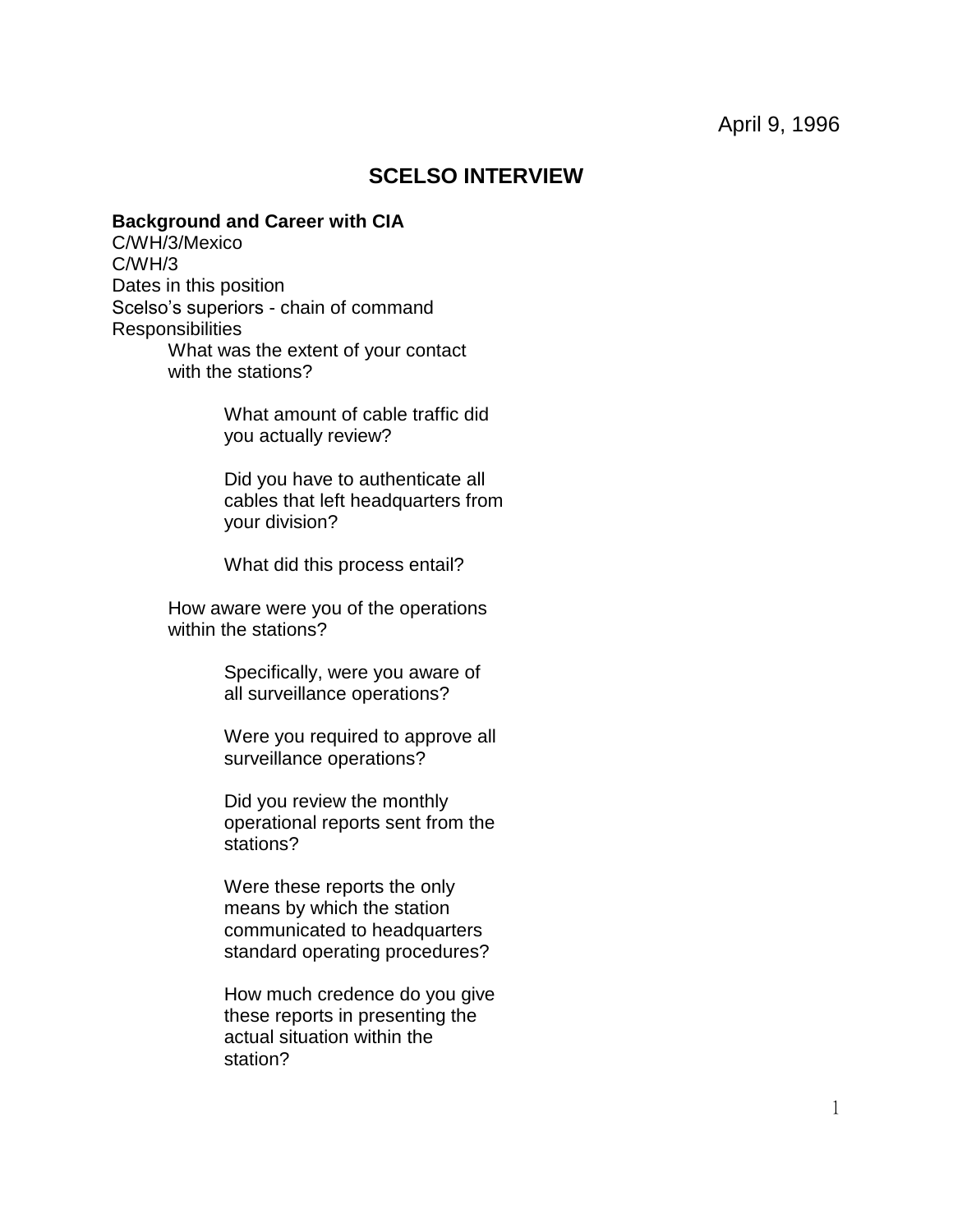April 9, 1996

# SCELSO INTERVIEW

**Background and Career with CIA**

C/WH/3/Mexico
C/WH/3
Dates in this position
Scelso's superiors - chain of command
Responsibilities

- What was the extent of your contact with the stations?
    - What amount of cable traffic did you actually review?
    - Did you have to authenticate all cables that left headquarters from your division?
    - What did this process entail?
- How aware were you of the operations within the stations?
    - Specifically, were you aware of all surveillance operations?
    - Were you required to approve all surveillance operations?
    - Did you review the monthly operational reports sent from the stations?
    - Were these reports the only means by which the station communicated to headquarters standard operating procedures?
    - How much credence do you give these reports in presenting the actual situation within the station?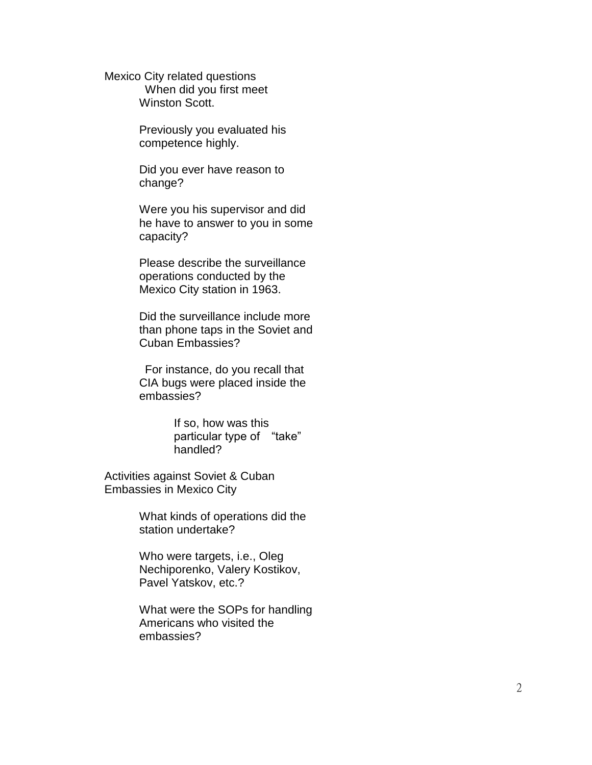Mexico City related questions

- When did you first meet Winston Scott.
- Previously you evaluated his competence highly.
- Did you ever have reason to change?
- Were you his supervisor and did he have to answer to you in some capacity?
- Please describe the surveillance operations conducted by the Mexico City station in 1963.
- Did the surveillance include more than phone taps in the Soviet and Cuban Embassies?
- For instance, do you recall that CIA bugs were placed inside the embassies?
  - If so, how was this particular type of "take" handled?

Activities against Soviet & Cuban Embassies in Mexico City

- What kinds of operations did the station undertake?
- Who were targets, i.e., Oleg Nechiporenko, Valery Kostikov, Pavel Yatskov, etc.?
- What were the SOPs for handling Americans who visited the embassies?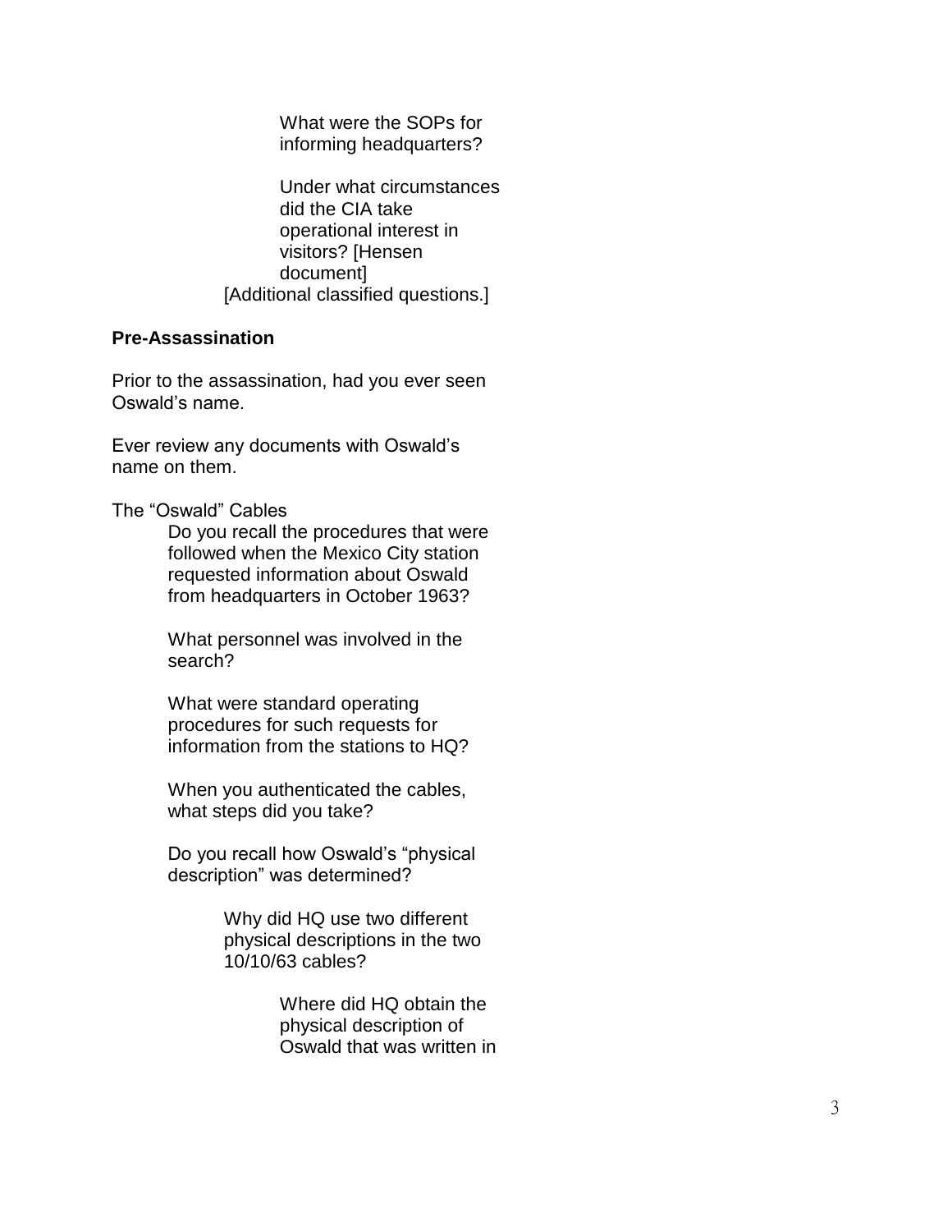What were the SOPs for informing headquarters?

Under what circumstances did the CIA take operational interest in visitors? [Hensen document]

[Additional classified questions.]

**Pre-Assassination**

Prior to the assassination, had you ever seen Oswald's name.

Ever review any documents with Oswald's name on them.

The "Oswald" Cables

- Do you recall the procedures that were followed when the Mexico City station requested information about Oswald from headquarters in October 1963?

- What personnel was involved in the search?

- What were standard operating procedures for such requests for information from the stations to HQ?

- When you authenticated the cables, what steps did you take?

- Do you recall how Oswald's "physical description" was determined?

  - Why did HQ use two different physical descriptions in the two 10/10/63 cables?

    - Where did HQ obtain the physical description of Oswald that was written in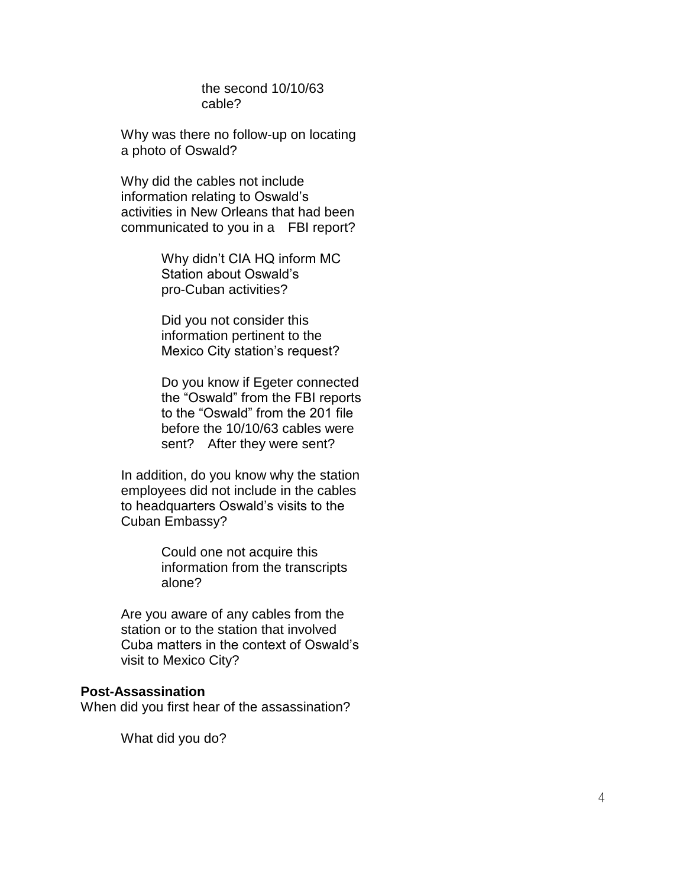the second 10/10/63 cable?

Why was there no follow-up on locating a photo of Oswald?

Why did the cables not include information relating to Oswald's activities in New Orleans that had been communicated to you in a FBI report?

Why didn't CIA HQ inform MC Station about Oswald's pro-Cuban activities?

Did you not consider this information pertinent to the Mexico City station's request?

Do you know if Egeter connected the "Oswald" from the FBI reports to the "Oswald" from the 201 file before the 10/10/63 cables were sent? After they were sent?

In addition, do you know why the station employees did not include in the cables to headquarters Oswald's visits to the Cuban Embassy?

Could one not acquire this information from the transcripts alone?

Are you aware of any cables from the station or to the station that involved Cuba matters in the context of Oswald's visit to Mexico City?

**Post-Assassination**

When did you first hear of the assassination?

What did you do?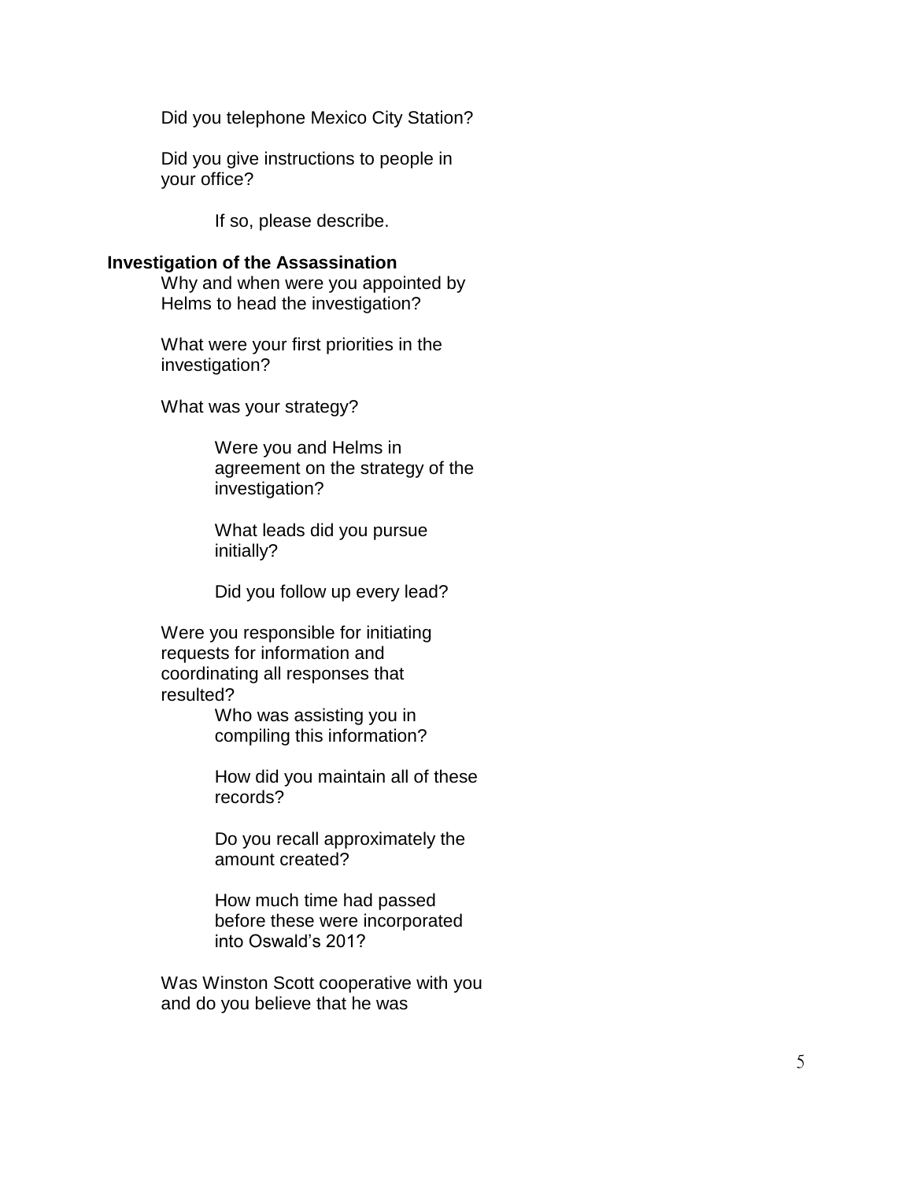Did you telephone Mexico City Station?

Did you give instructions to people in your office?

- If so, please describe.

**Investigation of the Assassination**

Why and when were you appointed by Helms to head the investigation?

What were your first priorities in the investigation?

What was your strategy?

- Were you and Helms in agreement on the strategy of the investigation?
- What leads did you pursue initially?
- Did you follow up every lead?

Were you responsible for initiating requests for information and coordinating all responses that resulted?

- Who was assisting you in compiling this information?
- How did you maintain all of these records?
- Do you recall approximately the amount created?
- How much time had passed before these were incorporated into Oswald's 201?

Was Winston Scott cooperative with you and do you believe that he was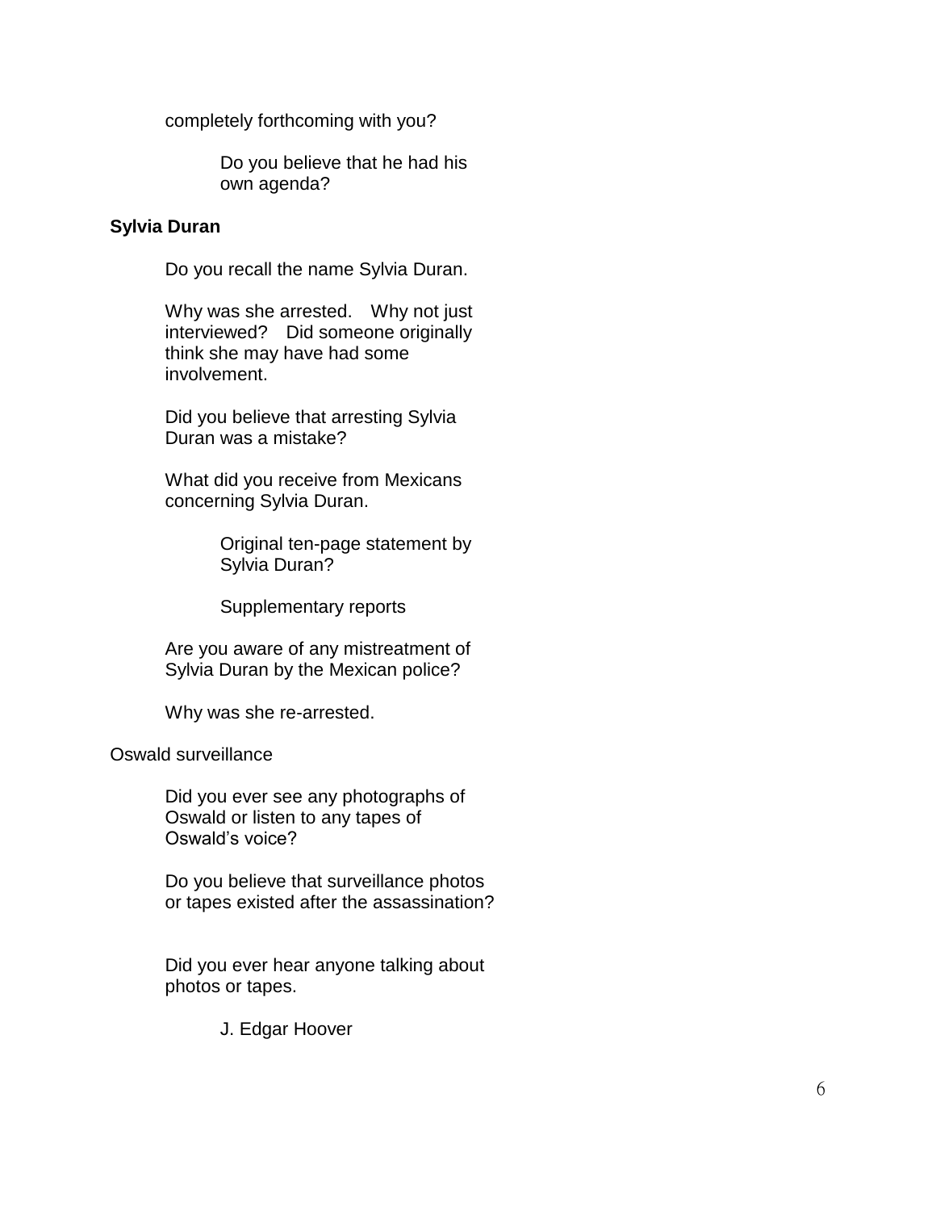completely forthcoming with you?

- Do you believe that he had his own agenda?

**Sylvia Duran**

Do you recall the name Sylvia Duran.

Why was she arrested. Why not just interviewed? Did someone originally think she may have had some involvement.

Did you believe that arresting Sylvia Duran was a mistake?

What did you receive from Mexicans concerning Sylvia Duran.

- Original ten-page statement by Sylvia Duran?

- Supplementary reports

Are you aware of any mistreatment of Sylvia Duran by the Mexican police?

Why was she re-arrested.

Oswald surveillance

Did you ever see any photographs of Oswald or listen to any tapes of Oswald's voice?

Do you believe that surveillance photos or tapes existed after the assassination?

Did you ever hear anyone talking about photos or tapes.

- J. Edgar Hoover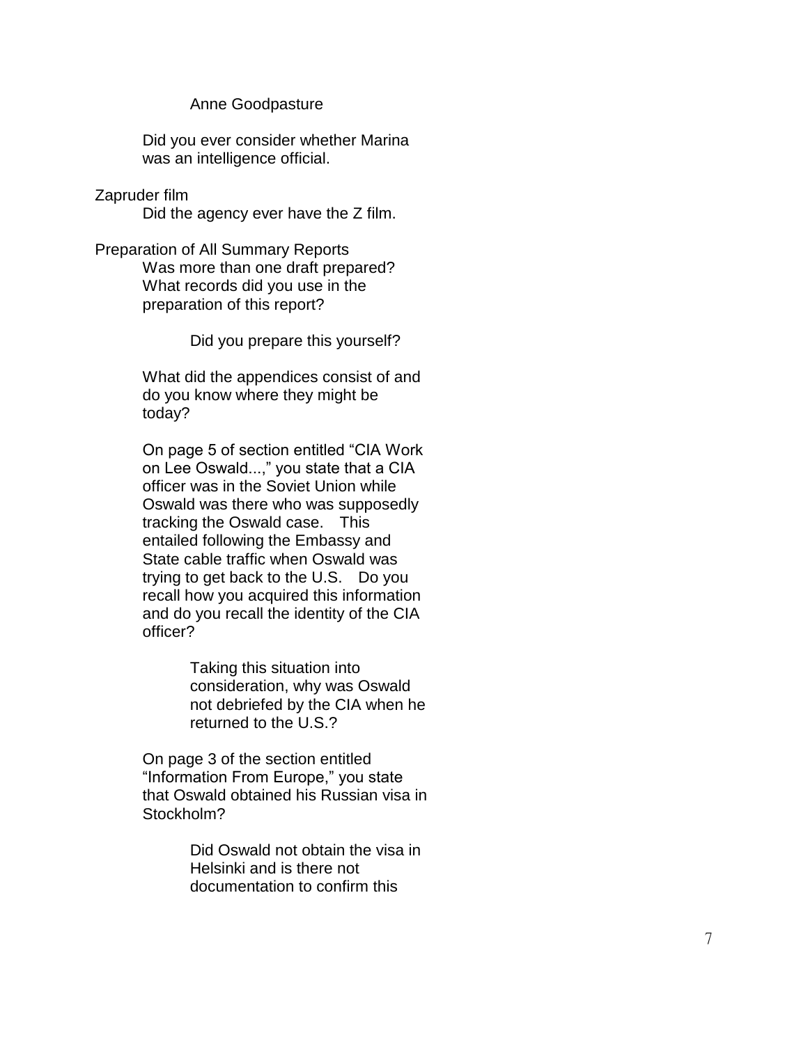Anne Goodpasture

Did you ever consider whether Marina was an intelligence official.

Zapruder film

- Did the agency ever have the Z film.

Preparation of All Summary Reports

- Was more than one draft prepared?
- What records did you use in the preparation of this report?
  - Did you prepare this yourself?
- What did the appendices consist of and do you know where they might be today?
- On page 5 of section entitled "CIA Work on Lee Oswald...," you state that a CIA officer was in the Soviet Union while Oswald was there who was supposedly tracking the Oswald case. This entailed following the Embassy and State cable traffic when Oswald was trying to get back to the U.S. Do you recall how you acquired this information and do you recall the identity of the CIA officer?
  - Taking this situation into consideration, why was Oswald not debriefed by the CIA when he returned to the U.S.?
- On page 3 of the section entitled "Information From Europe," you state that Oswald obtained his Russian visa in Stockholm?
  - Did Oswald not obtain the visa in Helsinki and is there not documentation to confirm this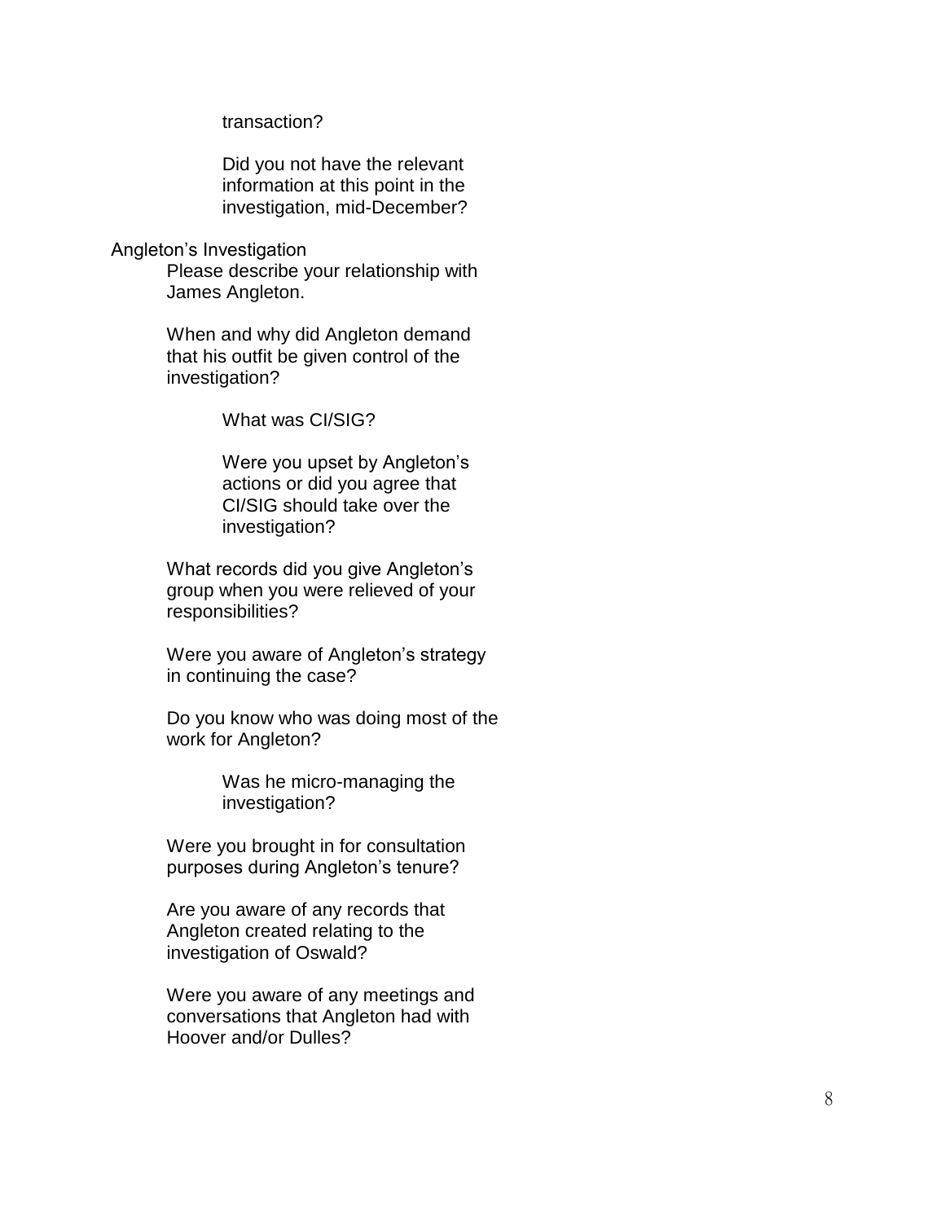transaction?

Did you not have the relevant information at this point in the investigation, mid-December?

Angleton's Investigation

- Please describe your relationship with James Angleton.

- When and why did Angleton demand that his outfit be given control of the investigation?

    - What was CI/SIG?

    - Were you upset by Angleton's actions or did you agree that CI/SIG should take over the investigation?

- What records did you give Angleton's group when you were relieved of your responsibilities?

- Were you aware of Angleton's strategy in continuing the case?

- Do you know who was doing most of the work for Angleton?

    - Was he micro-managing the investigation?

- Were you brought in for consultation purposes during Angleton's tenure?

- Are you aware of any records that Angleton created relating to the investigation of Oswald?

- Were you aware of any meetings and conversations that Angleton had with Hoover and/or Dulles?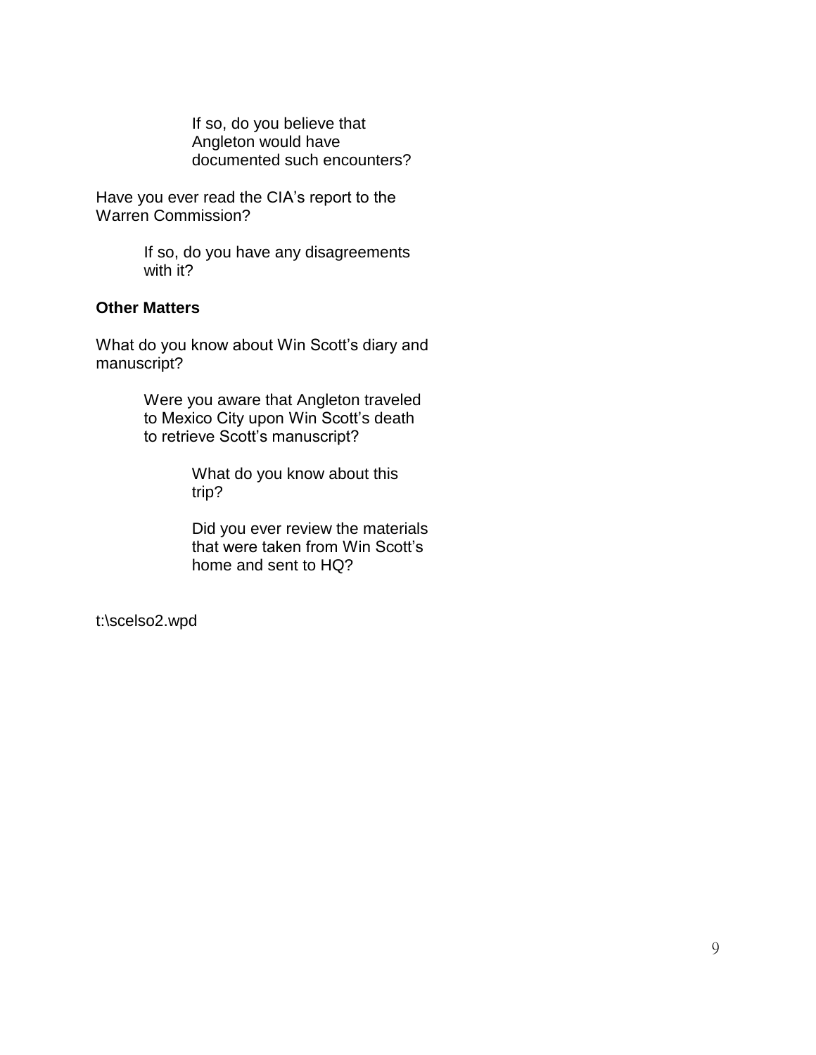If so, do you believe that Angleton would have documented such encounters?

Have you ever read the CIA's report to the Warren Commission?

If so, do you have any disagreements with it?

**Other Matters**

What do you know about Win Scott's diary and manuscript?

Were you aware that Angleton traveled to Mexico City upon Win Scott's death to retrieve Scott's manuscript?

What do you know about this trip?

Did you ever review the materials that were taken from Win Scott's home and sent to HQ?

t:\scelso2.wpd